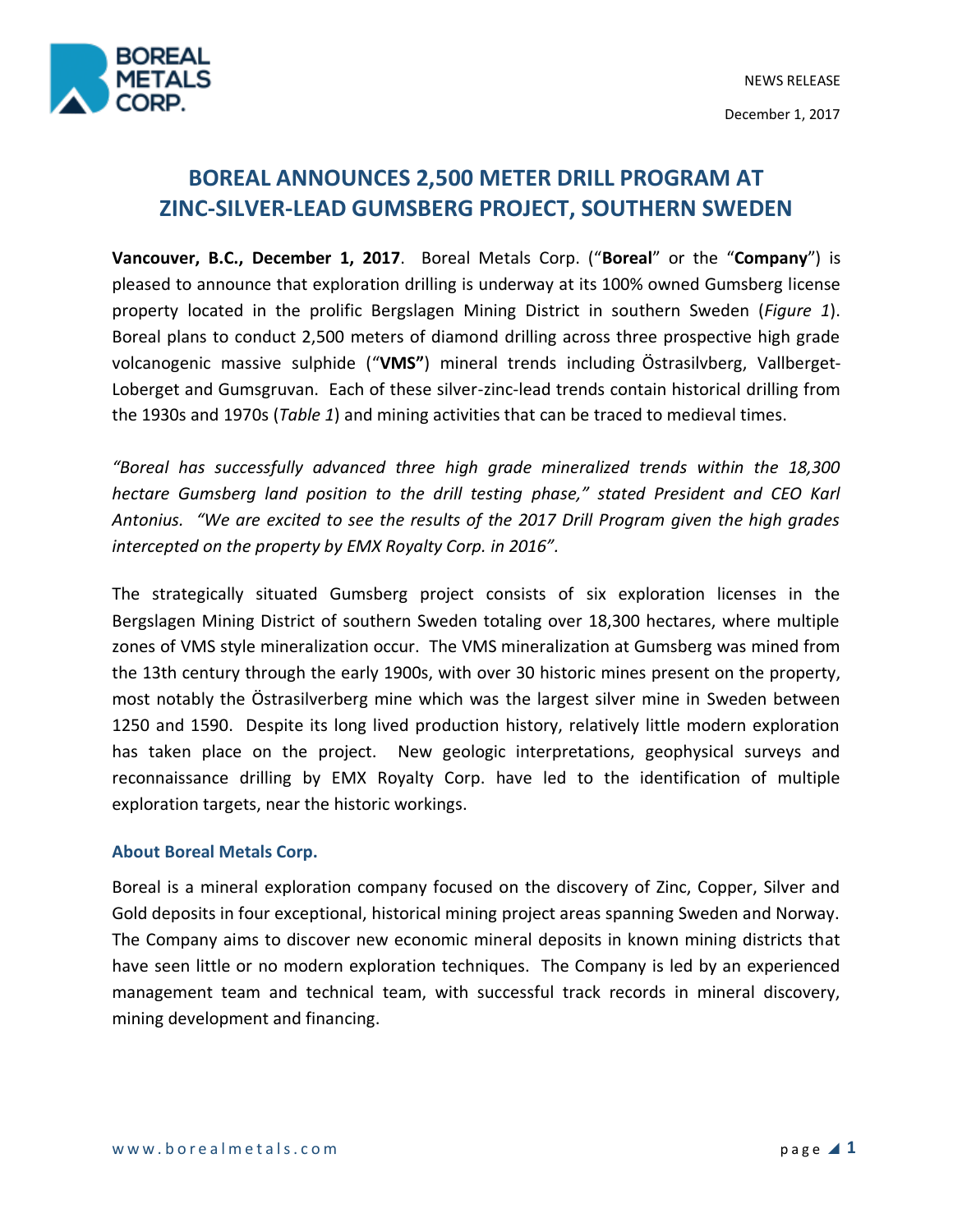NEWS RELEASE

December 1, 2017

# BOREAL ANNOUNCES 2,500 METER DRILL PROGRAM AT ZINC-SILVER-LEAD GUMSBERG PROJECT, SOUTHERN SWEDEN

**Vancouver, B.C., December 1, 2017**. Boreal Metals Corp. ("**Boreal**" or the "**Company**") is pleased to announce that exploration drilling is underway at its 100% owned Gumsberg license property located in the prolific Bergslagen Mining District in southern Sweden (*Figure 1*). Boreal plans to conduct 2,500 meters of diamond drilling across three prospective high grade volcanogenic massive sulphide ("**VMS"**) mineral trends including Östrasilvberg, Vallberget-Loberget and Gumsgruvan. Each of these silver-zinc-lead trends contain historical drilling from the 1930s and 1970s (*Table 1*) and mining activities that can be traced to medieval times.

*"Boreal has successfully advanced three high grade mineralized trends within the 18,300 hectare Gumsberg land position to the drill testing phase," stated President and CEO Karl Antonius. "We are excited to see the results of the 2017 Drill Program given the high grades intercepted on the property by EMX Royalty Corp. in 2016".*

The strategically situated Gumsberg project consists of six exploration licenses in the Bergslagen Mining District of southern Sweden totaling over 18,300 hectares, where multiple zones of VMS style mineralization occur. The VMS mineralization at Gumsberg was mined from the 13th century through the early 1900s, with over 30 historic mines present on the property, most notably the Östrasilverberg mine which was the largest silver mine in Sweden between 1250 and 1590. Despite its long lived production history, relatively little modern exploration has taken place on the project. New geologic interpretations, geophysical surveys and reconnaissance drilling by EMX Royalty Corp. have led to the identification of multiple exploration targets, near the historic workings.

### About Boreal Metals Corp.

Boreal is a mineral exploration company focused on the discovery of Zinc, Copper, Silver and Gold deposits in four exceptional, historical mining project areas spanning Sweden and Norway. The Company aims to discover new economic mineral deposits in known mining districts that have seen little or no modern exploration techniques. The Company is led by an experienced management team and technical team, with successful track records in mineral discovery, mining development and financing.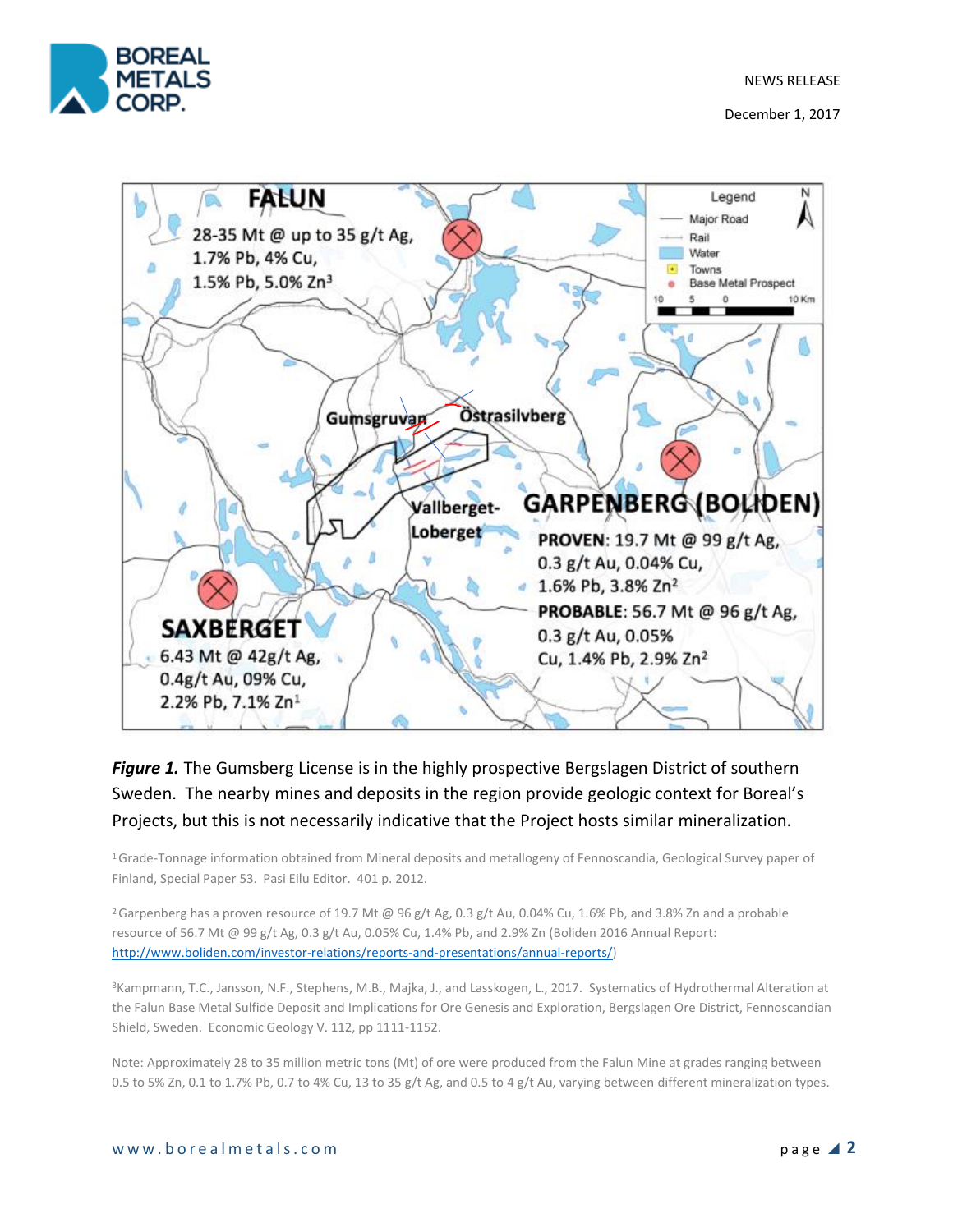FALUN

28-35 Mt @ up to 35 g/t Ag, 1.7% Pb, 4% Cu, 1.5% Pb, 5.0% Zn[3]

Legend

Major Road

Rail

Water

Towns

Base Metal Prospect

Gumsgruvan

Östrasilvberg

Vallberget-Loberget

GARPENBERG (BOLIDEN)

PROVEN: 19.7 Mt @ 99 g/t Ag, 0.3 g/t Au, 0.04% Cu, 1.6% Pb, 3.8% Zn[2]

PROBABLE: 56.7 Mt @ 96 g/t Ag, 0.3 g/t Au, 0.05% Cu, 1.4% Pb, 2.9% Zn[2]

SAXBERGET

6.43 Mt @ 42g/t Ag, 0.4g/t Au, 09% Cu, 2.2% Pb, 7.1% Zn[1]

***Figure 1.*** The Gumsberg License is in the highly prospective Bergslagen District of southern Sweden. The nearby mines and deposits in the region provide geologic context for Boreal's Projects, but this is not necessarily indicative that the Project hosts similar mineralization.

[1] Grade-Tonnage information obtained from Mineral deposits and metallogeny of Fennoscandia, Geological Survey paper of Finland, Special Paper 53. Pasi Eilu Editor. 401 p. 2012.

[2] Garpenberg has a proven resource of 19.7 Mt @ 96 g/t Ag, 0.3 g/t Au, 0.04% Cu, 1.6% Pb, and 3.8% Zn and a probable resource of 56.7 Mt @ 99 g/t Ag, 0.3 g/t Au, 0.05% Cu, 1.4% Pb, and 2.9% Zn (Boliden 2016 Annual Report: http://www.boliden.com/investor-relations/reports-and-presentations/annual-reports/)

[3] Kampmann, T.C., Jansson, N.F., Stephens, M.B., Majka, J., and Lasskogen, L., 2017. Systematics of Hydrothermal Alteration at the Falun Base Metal Sulfide Deposit and Implications for Ore Genesis and Exploration, Bergslagen Ore District, Fennoscandian Shield, Sweden. Economic Geology V. 112, pp 1111-1152.

Note: Approximately 28 to 35 million metric tons (Mt) of ore were produced from the Falun Mine at grades ranging between 0.5 to 5% Zn, 0.1 to 1.7% Pb, 0.7 to 4% Cu, 13 to 35 g/t Ag, and 0.5 to 4 g/t Au, varying between different mineralization types.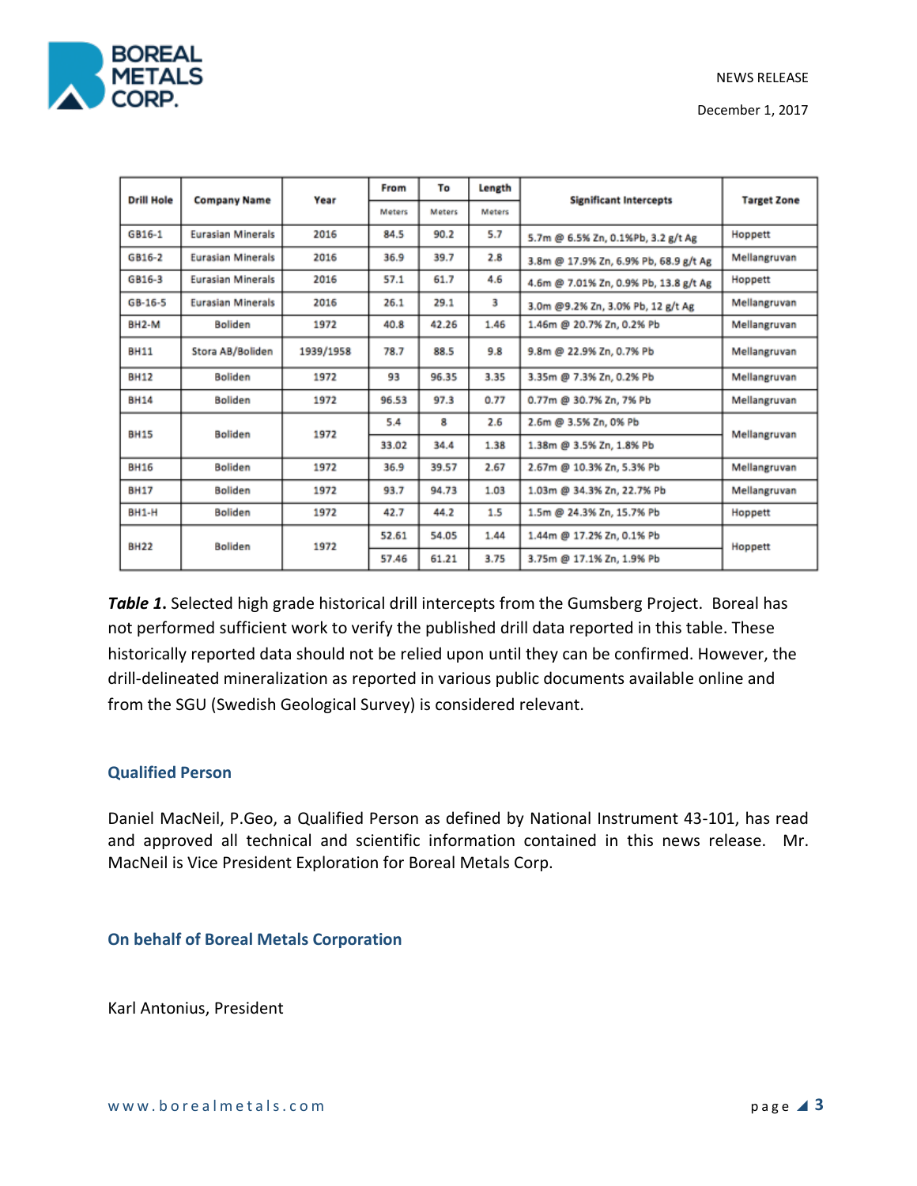| Drill Hole | Company Name | Year | From | To | Length | Significant Intercepts | Target Zone |
|---|---|---|---|---|---|---|---|
| | | | Meters | Meters | Meters | | |
| GB16-1 | Eurasian Minerals | 2016 | 84.5 | 90.2 | 5.7 | 5.7m @ 6.5% Zn, 0.1%Pb, 3.2 g/t Ag | Hoppett |
| GB16-2 | Eurasian Minerals | 2016 | 36.9 | 39.7 | 2.8 | 3.8m @ 17.9% Zn, 6.9% Pb, 68.9 g/t Ag | Mellangruvan |
| GB16-3 | Eurasian Minerals | 2016 | 57.1 | 61.7 | 4.6 | 4.6m @ 7.01% Zn, 0.9% Pb, 13.8 g/t Ag | Hoppett |
| GB-16-5 | Eurasian Minerals | 2016 | 26.1 | 29.1 | 3 | 3.0m @9.2% Zn, 3.0% Pb, 12 g/t Ag | Mellangruvan |
| BH2-M | Boliden | 1972 | 40.8 | 42.26 | 1.46 | 1.46m @ 20.7% Zn, 0.2% Pb | Mellangruvan |
| BH11 | Stora AB/Boliden | 1939/1958 | 78.7 | 88.5 | 9.8 | 9.8m @ 22.9% Zn, 0.7% Pb | Mellangruvan |
| BH12 | Boliden | 1972 | 93 | 96.35 | 3.35 | 3.35m @ 7.3% Zn, 0.2% Pb | Mellangruvan |
| BH14 | Boliden | 1972 | 96.53 | 97.3 | 0.77 | 0.77m @ 30.7% Zn, 7% Pb | Mellangruvan |
| BH15 | Boliden | 1972 | 5.4 | 8 | 2.6 | 2.6m @ 3.5% Zn, 0% Pb | Mellangruvan |
| | | | 33.02 | 34.4 | 1.38 | 1.38m @ 3.5% Zn, 1.8% Pb | |
| BH16 | Boliden | 1972 | 36.9 | 39.57 | 2.67 | 2.67m @ 10.3% Zn, 5.3% Pb | Mellangruvan |
| BH17 | Boliden | 1972 | 93.7 | 94.73 | 1.03 | 1.03m @ 34.3% Zn, 22.7% Pb | Mellangruvan |
| BH1-H | Boliden | 1972 | 42.7 | 44.2 | 1.5 | 1.5m @ 24.3% Zn, 15.7% Pb | Hoppett |
| BH22 | Boliden | 1972 | 52.61 | 54.05 | 1.44 | 1.44m @ 17.2% Zn, 0.1% Pb | Hoppett |
| | | | 57.46 | 61.21 | 3.75 | 3.75m @ 17.1% Zn, 1.9% Pb | |

***Table 1*.** Selected high grade historical drill intercepts from the Gumsberg Project. Boreal has not performed sufficient work to verify the published drill data reported in this table. These historically reported data should not be relied upon until they can be confirmed. However, the drill-delineated mineralization as reported in various public documents available online and from the SGU (Swedish Geological Survey) is considered relevant.

### Qualified Person

Daniel MacNeil, P.Geo, a Qualified Person as defined by National Instrument 43-101, has read and approved all technical and scientific information contained in this news release. Mr. MacNeil is Vice President Exploration for Boreal Metals Corp.

### On behalf of Boreal Metals Corporation

Karl Antonius, President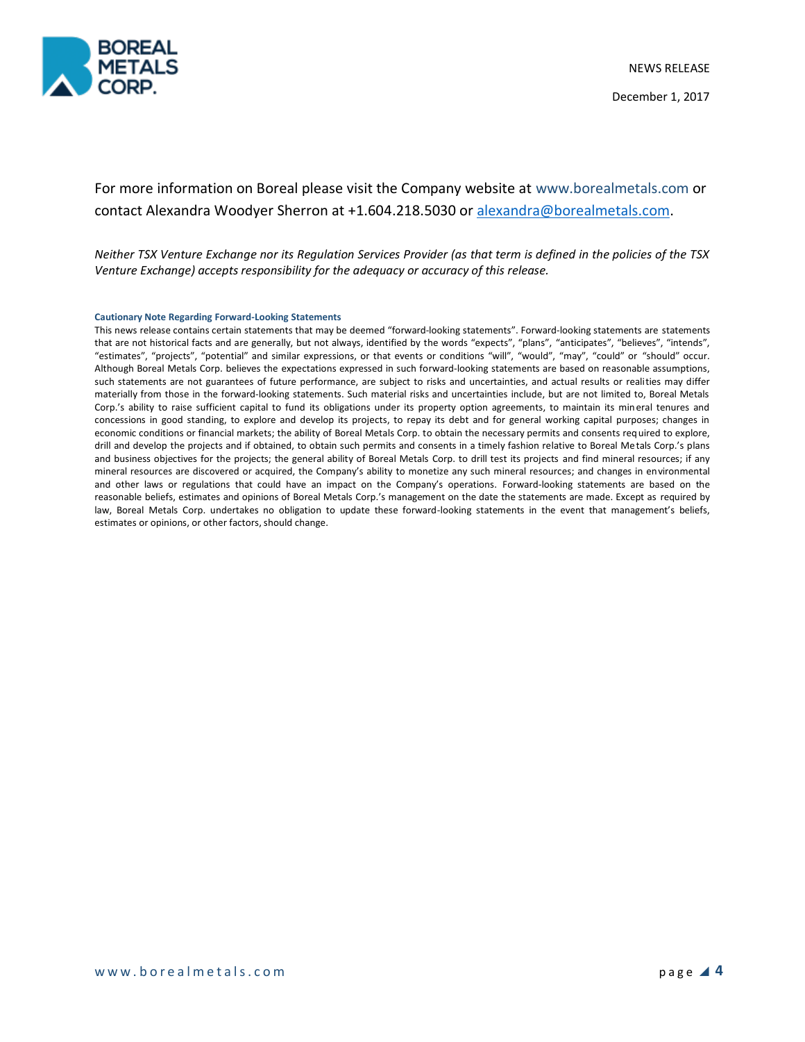For more information on Boreal please visit the Company website at www.borealmetals.com or contact Alexandra Woodyer Sherron at +1.604.218.5030 or alexandra@borealmetals.com.

*Neither TSX Venture Exchange nor its Regulation Services Provider (as that term is defined in the policies of the TSX Venture Exchange) accepts responsibility for the adequacy or accuracy of this release.*

**Cautionary Note Regarding Forward-Looking Statements**

This news release contains certain statements that may be deemed "forward-looking statements". Forward-looking statements are statements that are not historical facts and are generally, but not always, identified by the words "expects", "plans", "anticipates", "believes", "intends", "estimates", "projects", "potential" and similar expressions, or that events or conditions "will", "would", "may", "could" or "should" occur. Although Boreal Metals Corp. believes the expectations expressed in such forward-looking statements are based on reasonable assumptions, such statements are not guarantees of future performance, are subject to risks and uncertainties, and actual results or realities may differ materially from those in the forward-looking statements. Such material risks and uncertainties include, but are not limited to, Boreal Metals Corp.'s ability to raise sufficient capital to fund its obligations under its property option agreements, to maintain its mineral tenures and concessions in good standing, to explore and develop its projects, to repay its debt and for general working capital purposes; changes in economic conditions or financial markets; the ability of Boreal Metals Corp. to obtain the necessary permits and consents required to explore, drill and develop the projects and if obtained, to obtain such permits and consents in a timely fashion relative to Boreal Metals Corp.'s plans and business objectives for the projects; the general ability of Boreal Metals Corp. to drill test its projects and find mineral resources; if any mineral resources are discovered or acquired, the Company's ability to monetize any such mineral resources; and changes in environmental and other laws or regulations that could have an impact on the Company's operations. Forward-looking statements are based on the reasonable beliefs, estimates and opinions of Boreal Metals Corp.'s management on the date the statements are made. Except as required by law, Boreal Metals Corp. undertakes no obligation to update these forward-looking statements in the event that management's beliefs, estimates or opinions, or other factors, should change.